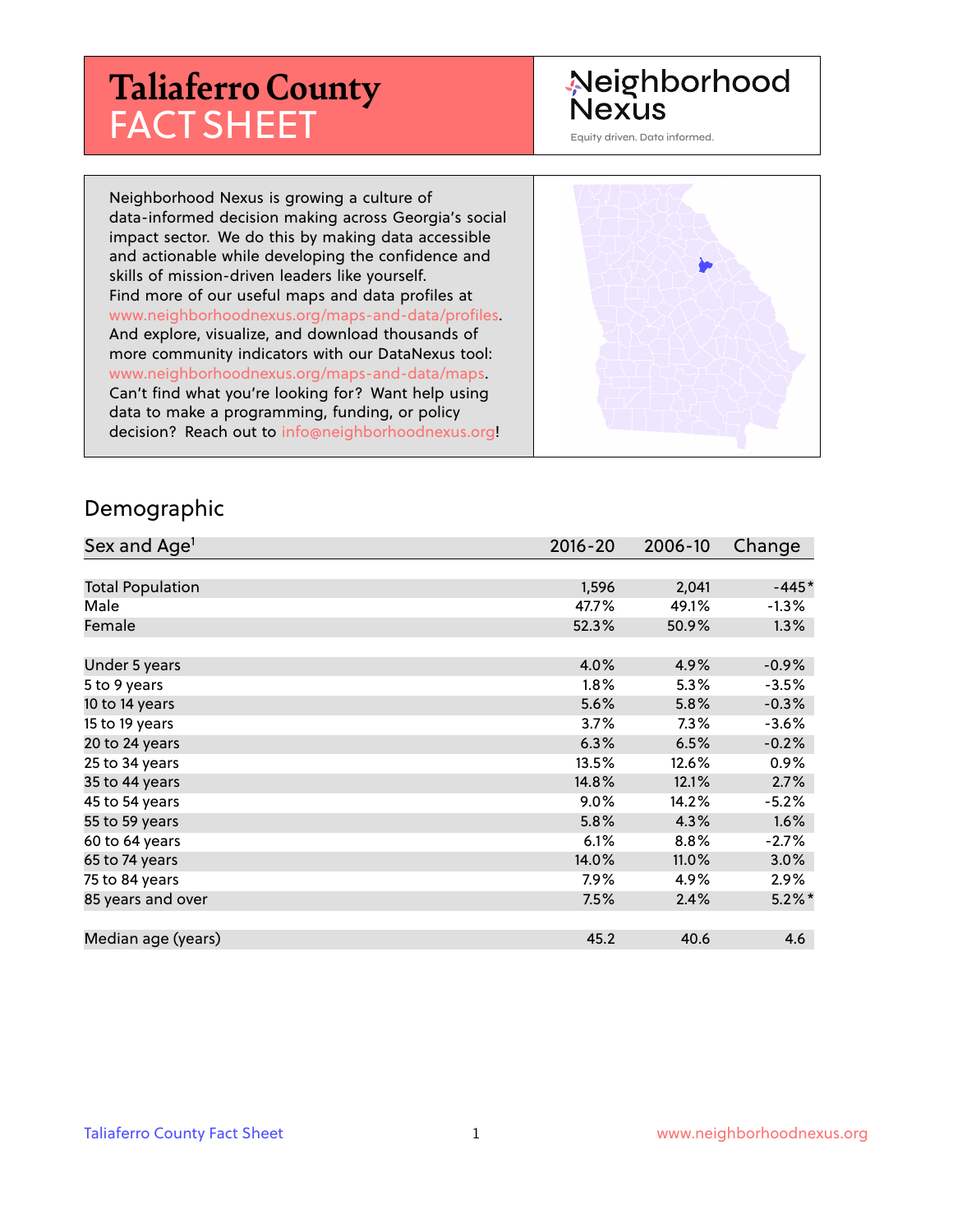# Taliaferro County FACT SHEET

Neighborhood Nexus

Equity driven. Data informed.

Neighborhood Nexus is growing a culture of data-informed decision making across Georgia's social impact sector. We do this by making data accessible and actionable while developing the confidence and skills of mission-driven leaders like yourself. Find more of our useful maps and data profiles at www.neighborhoodnexus.org/maps-and-data/profiles. And explore, visualize, and download thousands of more community indicators with our DataNexus tool: www.neighborhoodnexus.org/maps-and-data/maps. Can't find what you're looking for? Want help using data to make a programming, funding, or policy decision? Reach out to info@neighborhoodnexus.org!

## Demographic

| Sex and Age[1] | 2016-20 | 2006-10 | Change |
|---|---|---|---|
| Total Population | 1,596 | 2,041 | -445* |
| Male | 47.7% | 49.1% | -1.3% |
| Female | 52.3% | 50.9% | 1.3% |
| | | | |
| Under 5 years | 4.0% | 4.9% | -0.9% |
| 5 to 9 years | 1.8% | 5.3% | -3.5% |
| 10 to 14 years | 5.6% | 5.8% | -0.3% |
| 15 to 19 years | 3.7% | 7.3% | -3.6% |
| 20 to 24 years | 6.3% | 6.5% | -0.2% |
| 25 to 34 years | 13.5% | 12.6% | 0.9% |
| 35 to 44 years | 14.8% | 12.1% | 2.7% |
| 45 to 54 years | 9.0% | 14.2% | -5.2% |
| 55 to 59 years | 5.8% | 4.3% | 1.6% |
| 60 to 64 years | 6.1% | 8.8% | -2.7% |
| 65 to 74 years | 14.0% | 11.0% | 3.0% |
| 75 to 84 years | 7.9% | 4.9% | 2.9% |
| 85 years and over | 7.5% | 2.4% | 5.2%* |
| | | | |
| Median age (years) | 45.2 | 40.6 | 4.6 |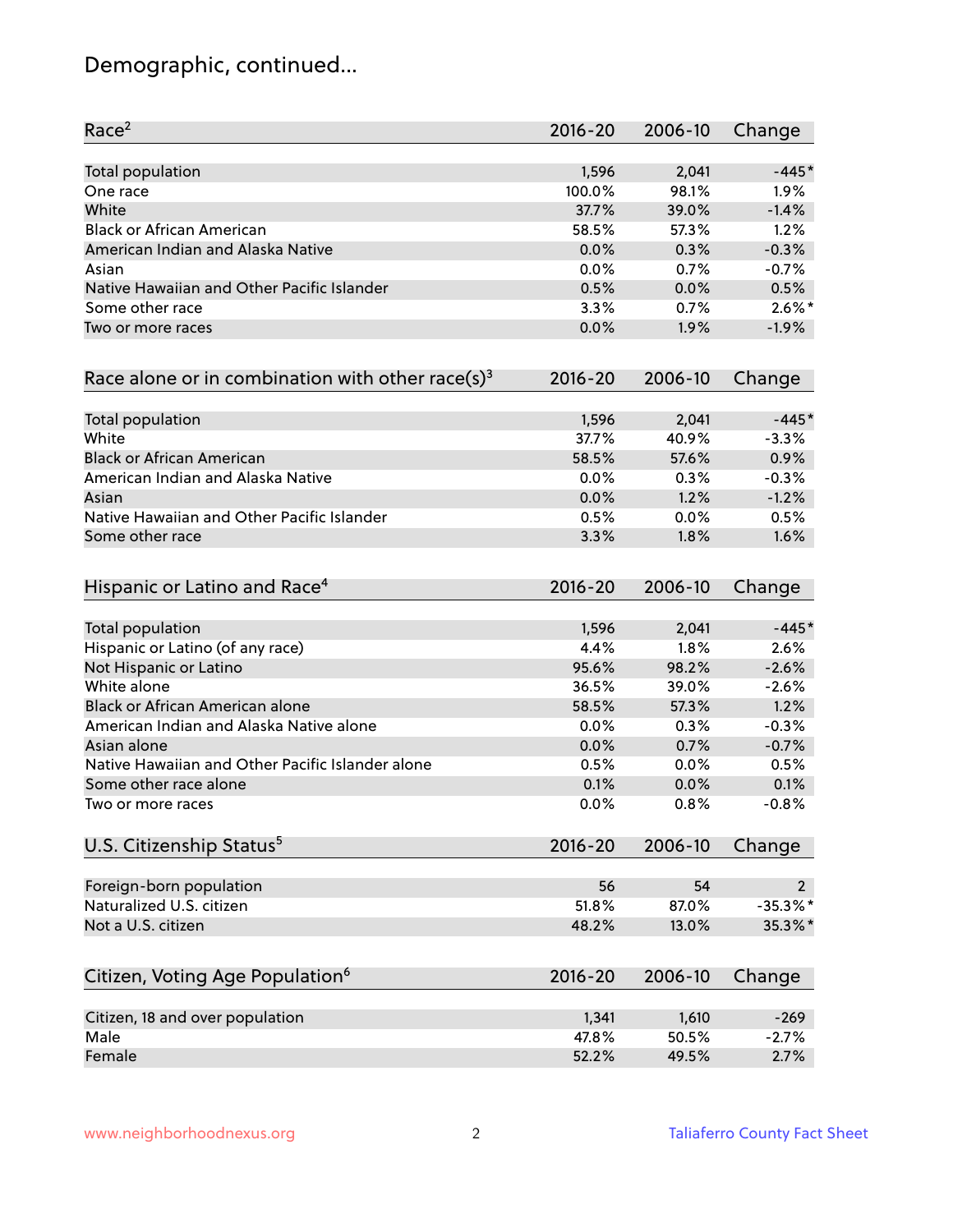# Demographic, continued...

| Race[2] | 2016-20 | 2006-10 | Change |
|---|---|---|---|
| Total population | 1,596 | 2,041 | -445* |
| One race | 100.0% | 98.1% | 1.9% |
| White | 37.7% | 39.0% | -1.4% |
| Black or African American | 58.5% | 57.3% | 1.2% |
| American Indian and Alaska Native | 0.0% | 0.3% | -0.3% |
| Asian | 0.0% | 0.7% | -0.7% |
| Native Hawaiian and Other Pacific Islander | 0.5% | 0.0% | 0.5% |
| Some other race | 3.3% | 0.7% | 2.6%* |
| Two or more races | 0.0% | 1.9% | -1.9% |

| Race alone or in combination with other race(s)[3] | 2016-20 | 2006-10 | Change |
|---|---|---|---|
| Total population | 1,596 | 2,041 | -445* |
| White | 37.7% | 40.9% | -3.3% |
| Black or African American | 58.5% | 57.6% | 0.9% |
| American Indian and Alaska Native | 0.0% | 0.3% | -0.3% |
| Asian | 0.0% | 1.2% | -1.2% |
| Native Hawaiian and Other Pacific Islander | 0.5% | 0.0% | 0.5% |
| Some other race | 3.3% | 1.8% | 1.6% |

| Hispanic or Latino and Race[4] | 2016-20 | 2006-10 | Change |
|---|---|---|---|
| Total population | 1,596 | 2,041 | -445* |
| Hispanic or Latino (of any race) | 4.4% | 1.8% | 2.6% |
| Not Hispanic or Latino | 95.6% | 98.2% | -2.6% |
| White alone | 36.5% | 39.0% | -2.6% |
| Black or African American alone | 58.5% | 57.3% | 1.2% |
| American Indian and Alaska Native alone | 0.0% | 0.3% | -0.3% |
| Asian alone | 0.0% | 0.7% | -0.7% |
| Native Hawaiian and Other Pacific Islander alone | 0.5% | 0.0% | 0.5% |
| Some other race alone | 0.1% | 0.0% | 0.1% |
| Two or more races | 0.0% | 0.8% | -0.8% |

| U.S. Citizenship Status[5] | 2016-20 | 2006-10 | Change |
|---|---|---|---|
| Foreign-born population | 56 | 54 | 2 |
| Naturalized U.S. citizen | 51.8% | 87.0% | -35.3%* |
| Not a U.S. citizen | 48.2% | 13.0% | 35.3%* |

| Citizen, Voting Age Population[6] | 2016-20 | 2006-10 | Change |
|---|---|---|---|
| Citizen, 18 and over population | 1,341 | 1,610 | -269 |
| Male | 47.8% | 50.5% | -2.7% |
| Female | 52.2% | 49.5% | 2.7% |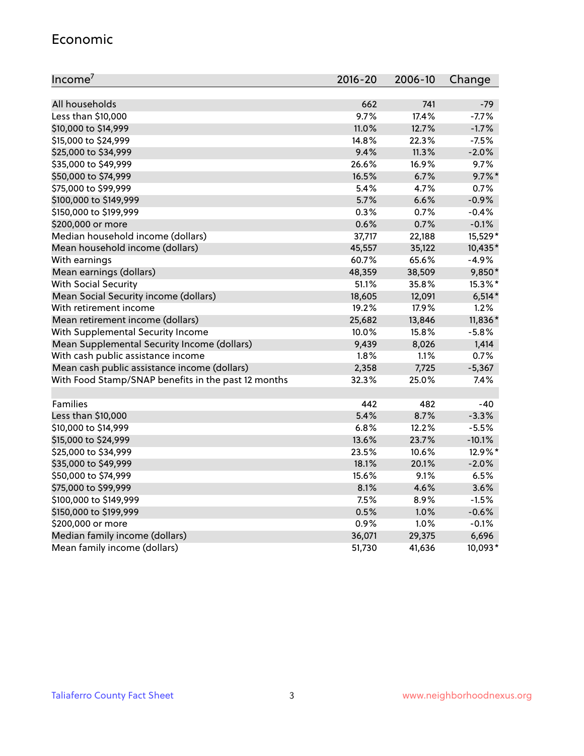## Economic

| Income[7] | 2016-20 | 2006-10 | Change |
|---|---|---|---|
| All households | 662 | 741 | -79 |
| Less than $10,000 | 9.7% | 17.4% | -7.7% |
| $10,000 to $14,999 | 11.0% | 12.7% | -1.7% |
| $15,000 to $24,999 | 14.8% | 22.3% | -7.5% |
| $25,000 to $34,999 | 9.4% | 11.3% | -2.0% |
| $35,000 to $49,999 | 26.6% | 16.9% | 9.7% |
| $50,000 to $74,999 | 16.5% | 6.7% | 9.7%* |
| $75,000 to $99,999 | 5.4% | 4.7% | 0.7% |
| $100,000 to $149,999 | 5.7% | 6.6% | -0.9% |
| $150,000 to $199,999 | 0.3% | 0.7% | -0.4% |
| $200,000 or more | 0.6% | 0.7% | -0.1% |
| Median household income (dollars) | 37,717 | 22,188 | 15,529* |
| Mean household income (dollars) | 45,557 | 35,122 | 10,435* |
| With earnings | 60.7% | 65.6% | -4.9% |
| Mean earnings (dollars) | 48,359 | 38,509 | 9,850* |
| With Social Security | 51.1% | 35.8% | 15.3%* |
| Mean Social Security income (dollars) | 18,605 | 12,091 | 6,514* |
| With retirement income | 19.2% | 17.9% | 1.2% |
| Mean retirement income (dollars) | 25,682 | 13,846 | 11,836* |
| With Supplemental Security Income | 10.0% | 15.8% | -5.8% |
| Mean Supplemental Security Income (dollars) | 9,439 | 8,026 | 1,414 |
| With cash public assistance income | 1.8% | 1.1% | 0.7% |
| Mean cash public assistance income (dollars) | 2,358 | 7,725 | -5,367 |
| With Food Stamp/SNAP benefits in the past 12 months | 32.3% | 25.0% | 7.4% |
| | | | |
| Families | 442 | 482 | -40 |
| Less than $10,000 | 5.4% | 8.7% | -3.3% |
| $10,000 to $14,999 | 6.8% | 12.2% | -5.5% |
| $15,000 to $24,999 | 13.6% | 23.7% | -10.1% |
| $25,000 to $34,999 | 23.5% | 10.6% | 12.9%* |
| $35,000 to $49,999 | 18.1% | 20.1% | -2.0% |
| $50,000 to $74,999 | 15.6% | 9.1% | 6.5% |
| $75,000 to $99,999 | 8.1% | 4.6% | 3.6% |
| $100,000 to $149,999 | 7.5% | 8.9% | -1.5% |
| $150,000 to $199,999 | 0.5% | 1.0% | -0.6% |
| $200,000 or more | 0.9% | 1.0% | -0.1% |
| Median family income (dollars) | 36,071 | 29,375 | 6,696 |
| Mean family income (dollars) | 51,730 | 41,636 | 10,093* |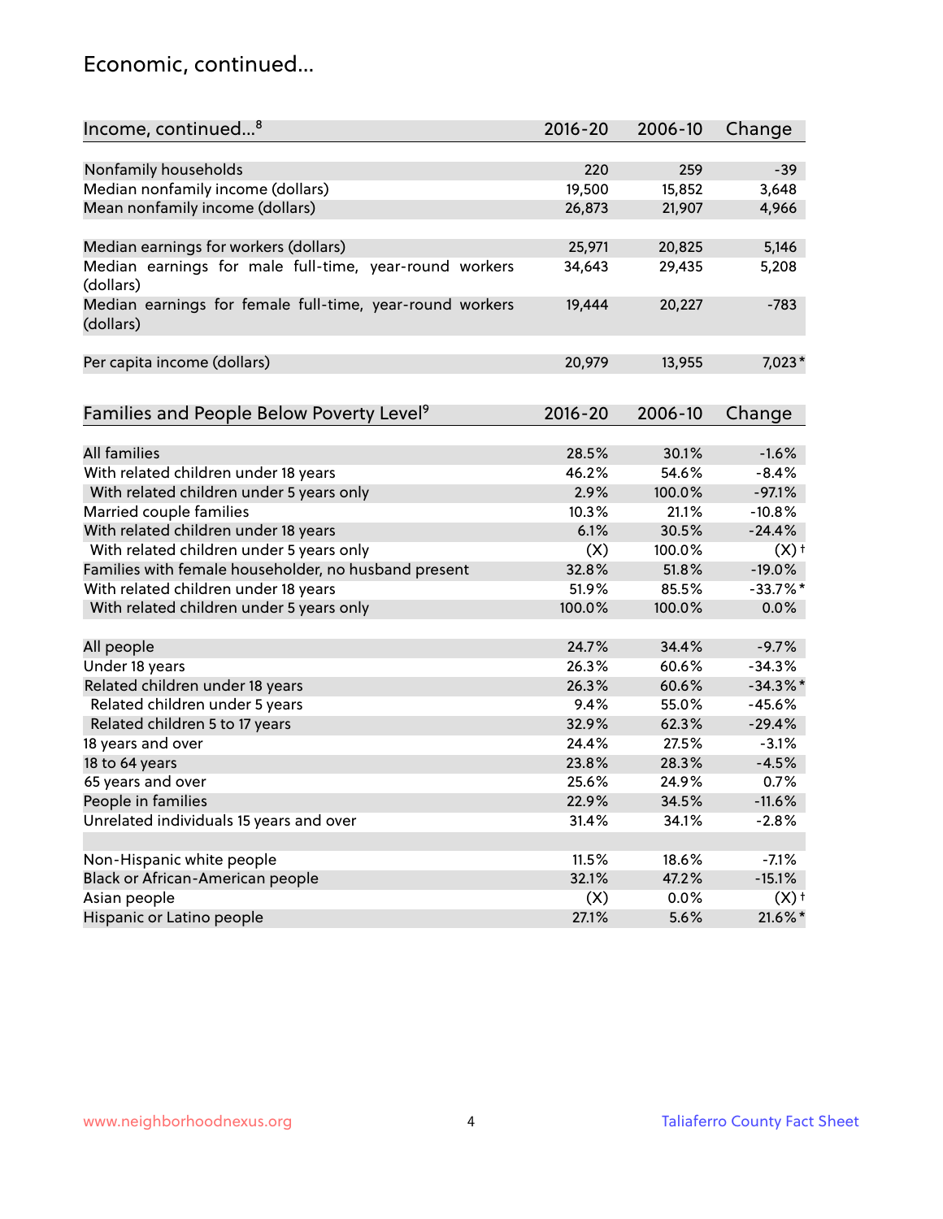## Economic, continued...

| Income, continued...[8] | 2016-20 | 2006-10 | Change |
|---|---|---|---|
| Nonfamily households | 220 | 259 | -39 |
| Median nonfamily income (dollars) | 19,500 | 15,852 | 3,648 |
| Mean nonfamily income (dollars) | 26,873 | 21,907 | 4,966 |
| | | | |
| Median earnings for workers (dollars) | 25,971 | 20,825 | 5,146 |
| Median earnings for male full-time, year-round workers (dollars) | 34,643 | 29,435 | 5,208 |
| Median earnings for female full-time, year-round workers (dollars) | 19,444 | 20,227 | -783 |
| | | | |
| Per capita income (dollars) | 20,979 | 13,955 | 7,023* |

| Families and People Below Poverty Level[9] | 2016-20 | 2006-10 | Change |
|---|---|---|---|
| All families | 28.5% | 30.1% | -1.6% |
| With related children under 18 years | 46.2% | 54.6% | -8.4% |
| With related children under 5 years only | 2.9% | 100.0% | -97.1% |
| Married couple families | 10.3% | 21.1% | -10.8% |
| With related children under 18 years | 6.1% | 30.5% | -24.4% |
| With related children under 5 years only | (X) | 100.0% | (X)† |
| Families with female householder, no husband present | 32.8% | 51.8% | -19.0% |
| With related children under 18 years | 51.9% | 85.5% | -33.7%* |
| With related children under 5 years only | 100.0% | 100.0% | 0.0% |
| | | | |
| All people | 24.7% | 34.4% | -9.7% |
| Under 18 years | 26.3% | 60.6% | -34.3% |
| Related children under 18 years | 26.3% | 60.6% | -34.3%* |
| Related children under 5 years | 9.4% | 55.0% | -45.6% |
| Related children 5 to 17 years | 32.9% | 62.3% | -29.4% |
| 18 years and over | 24.4% | 27.5% | -3.1% |
| 18 to 64 years | 23.8% | 28.3% | -4.5% |
| 65 years and over | 25.6% | 24.9% | 0.7% |
| People in families | 22.9% | 34.5% | -11.6% |
| Unrelated individuals 15 years and over | 31.4% | 34.1% | -2.8% |
| | | | |
| Non-Hispanic white people | 11.5% | 18.6% | -7.1% |
| Black or African-American people | 32.1% | 47.2% | -15.1% |
| Asian people | (X) | 0.0% | (X)† |
| Hispanic or Latino people | 27.1% | 5.6% | 21.6%* |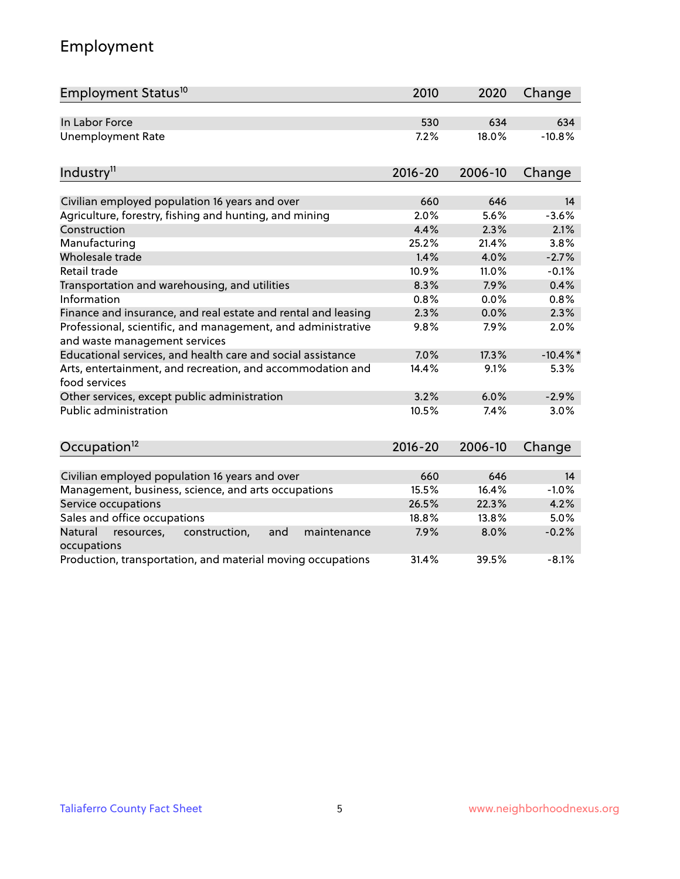# Employment

| Employment Status[10] | 2010 | 2020 | Change |
|---|---|---|---|
| In Labor Force | 530 | 634 | 634 |
| Unemployment Rate | 7.2% | 18.0% | -10.8% |

| Industry[11] | 2016-20 | 2006-10 | Change |
|---|---|---|---|
| Civilian employed population 16 years and over | 660 | 646 | 14 |
| Agriculture, forestry, fishing and hunting, and mining | 2.0% | 5.6% | -3.6% |
| Construction | 4.4% | 2.3% | 2.1% |
| Manufacturing | 25.2% | 21.4% | 3.8% |
| Wholesale trade | 1.4% | 4.0% | -2.7% |
| Retail trade | 10.9% | 11.0% | -0.1% |
| Transportation and warehousing, and utilities | 8.3% | 7.9% | 0.4% |
| Information | 0.8% | 0.0% | 0.8% |
| Finance and insurance, and real estate and rental and leasing | 2.3% | 0.0% | 2.3% |
| Professional, scientific, and management, and administrative and waste management services | 9.8% | 7.9% | 2.0% |
| Educational services, and health care and social assistance | 7.0% | 17.3% | -10.4%* |
| Arts, entertainment, and recreation, and accommodation and food services | 14.4% | 9.1% | 5.3% |
| Other services, except public administration | 3.2% | 6.0% | -2.9% |
| Public administration | 10.5% | 7.4% | 3.0% |

| Occupation[12] | 2016-20 | 2006-10 | Change |
|---|---|---|---|
| Civilian employed population 16 years and over | 660 | 646 | 14 |
| Management, business, science, and arts occupations | 15.5% | 16.4% | -1.0% |
| Service occupations | 26.5% | 22.3% | 4.2% |
| Sales and office occupations | 18.8% | 13.8% | 5.0% |
| Natural resources, construction, and maintenance occupations | 7.9% | 8.0% | -0.2% |
| Production, transportation, and material moving occupations | 31.4% | 39.5% | -8.1% |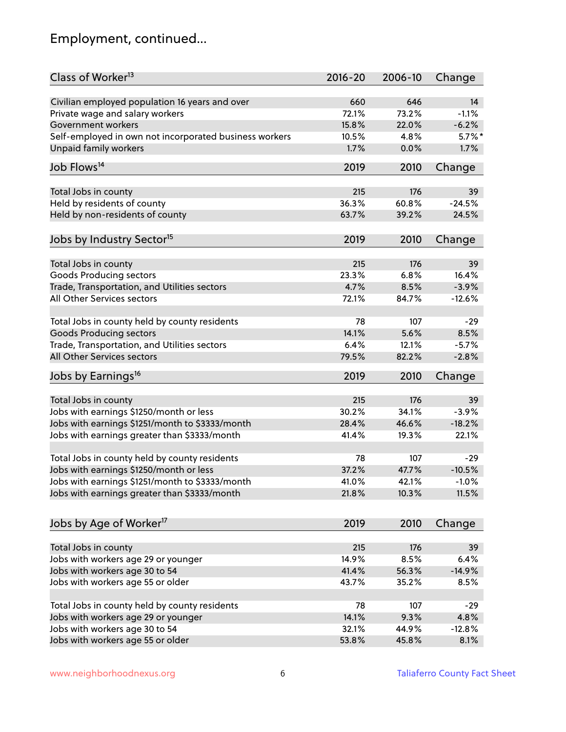## Employment, continued...

| Class of Worker[13] | 2016-20 | 2006-10 | Change |
|---|---|---|---|
| Civilian employed population 16 years and over | 660 | 646 | 14 |
| Private wage and salary workers | 72.1% | 73.2% | -1.1% |
| Government workers | 15.8% | 22.0% | -6.2% |
| Self-employed in own not incorporated business workers | 10.5% | 4.8% | 5.7%* |
| Unpaid family workers | 1.7% | 0.0% | 1.7% |

| Job Flows[14] | 2019 | 2010 | Change |
|---|---|---|---|
| Total Jobs in county | 215 | 176 | 39 |
| Held by residents of county | 36.3% | 60.8% | -24.5% |
| Held by non-residents of county | 63.7% | 39.2% | 24.5% |

| Jobs by Industry Sector[15] | 2019 | 2010 | Change |
|---|---|---|---|
| Total Jobs in county | 215 | 176 | 39 |
| Goods Producing sectors | 23.3% | 6.8% | 16.4% |
| Trade, Transportation, and Utilities sectors | 4.7% | 8.5% | -3.9% |
| All Other Services sectors | 72.1% | 84.7% | -12.6% |
| | | | |
| Total Jobs in county held by county residents | 78 | 107 | -29 |
| Goods Producing sectors | 14.1% | 5.6% | 8.5% |
| Trade, Transportation, and Utilities sectors | 6.4% | 12.1% | -5.7% |
| All Other Services sectors | 79.5% | 82.2% | -2.8% |

| Jobs by Earnings[16] | 2019 | 2010 | Change |
|---|---|---|---|
| Total Jobs in county | 215 | 176 | 39 |
| Jobs with earnings $1250/month or less | 30.2% | 34.1% | -3.9% |
| Jobs with earnings $1251/month to $3333/month | 28.4% | 46.6% | -18.2% |
| Jobs with earnings greater than $3333/month | 41.4% | 19.3% | 22.1% |
| | | | |
| Total Jobs in county held by county residents | 78 | 107 | -29 |
| Jobs with earnings $1250/month or less | 37.2% | 47.7% | -10.5% |
| Jobs with earnings $1251/month to $3333/month | 41.0% | 42.1% | -1.0% |
| Jobs with earnings greater than $3333/month | 21.8% | 10.3% | 11.5% |

| Jobs by Age of Worker[17] | 2019 | 2010 | Change |
|---|---|---|---|
| Total Jobs in county | 215 | 176 | 39 |
| Jobs with workers age 29 or younger | 14.9% | 8.5% | 6.4% |
| Jobs with workers age 30 to 54 | 41.4% | 56.3% | -14.9% |
| Jobs with workers age 55 or older | 43.7% | 35.2% | 8.5% |
| | | | |
| Total Jobs in county held by county residents | 78 | 107 | -29 |
| Jobs with workers age 29 or younger | 14.1% | 9.3% | 4.8% |
| Jobs with workers age 30 to 54 | 32.1% | 44.9% | -12.8% |
| Jobs with workers age 55 or older | 53.8% | 45.8% | 8.1% |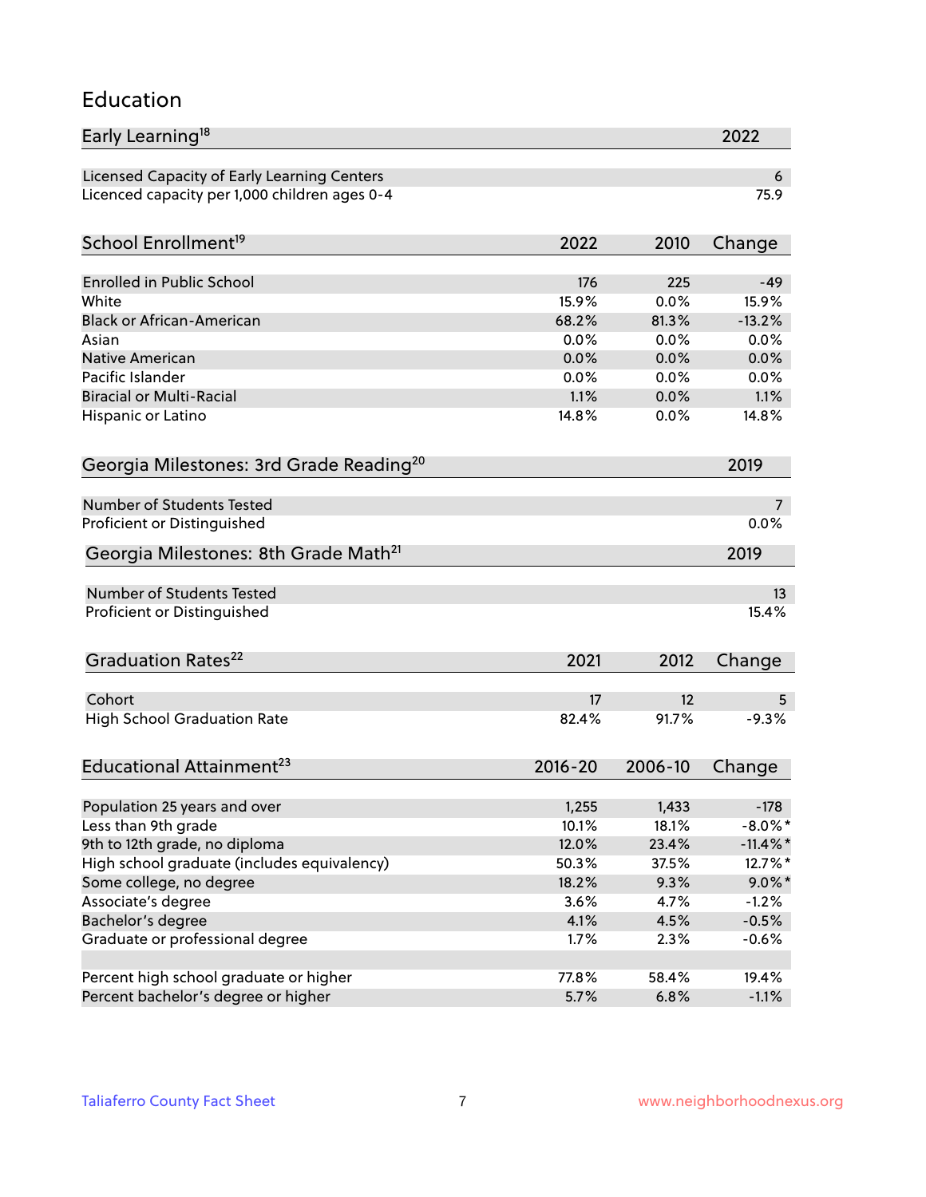## Education

| Early Learning[18] | 2022 |
|---|---|
| Licensed Capacity of Early Learning Centers | 6 |
| Licenced capacity per 1,000 children ages 0-4 | 75.9 |

| School Enrollment[19] | 2022 | 2010 | Change |
|---|---|---|---|
| Enrolled in Public School | 176 | 225 | -49 |
| White | 15.9% | 0.0% | 15.9% |
| Black or African-American | 68.2% | 81.3% | -13.2% |
| Asian | 0.0% | 0.0% | 0.0% |
| Native American | 0.0% | 0.0% | 0.0% |
| Pacific Islander | 0.0% | 0.0% | 0.0% |
| Biracial or Multi-Racial | 1.1% | 0.0% | 1.1% |
| Hispanic or Latino | 14.8% | 0.0% | 14.8% |

| Georgia Milestones: 3rd Grade Reading[20] | 2019 |
|---|---|
| Number of Students Tested | 7 |
| Proficient or Distinguished | 0.0% |

| Georgia Milestones: 8th Grade Math[21] | 2019 |
|---|---|
| Number of Students Tested | 13 |
| Proficient or Distinguished | 15.4% |

| Graduation Rates[22] | 2021 | 2012 | Change |
|---|---|---|---|
| Cohort | 17 | 12 | 5 |
| High School Graduation Rate | 82.4% | 91.7% | -9.3% |

| Educational Attainment[23] | 2016-20 | 2006-10 | Change |
|---|---|---|---|
| Population 25 years and over | 1,255 | 1,433 | -178 |
| Less than 9th grade | 10.1% | 18.1% | -8.0%* |
| 9th to 12th grade, no diploma | 12.0% | 23.4% | -11.4%* |
| High school graduate (includes equivalency) | 50.3% | 37.5% | 12.7%* |
| Some college, no degree | 18.2% | 9.3% | 9.0%* |
| Associate's degree | 3.6% | 4.7% | -1.2% |
| Bachelor's degree | 4.1% | 4.5% | -0.5% |
| Graduate or professional degree | 1.7% | 2.3% | -0.6% |
| | | | |
| Percent high school graduate or higher | 77.8% | 58.4% | 19.4% |
| Percent bachelor's degree or higher | 5.7% | 6.8% | -1.1% |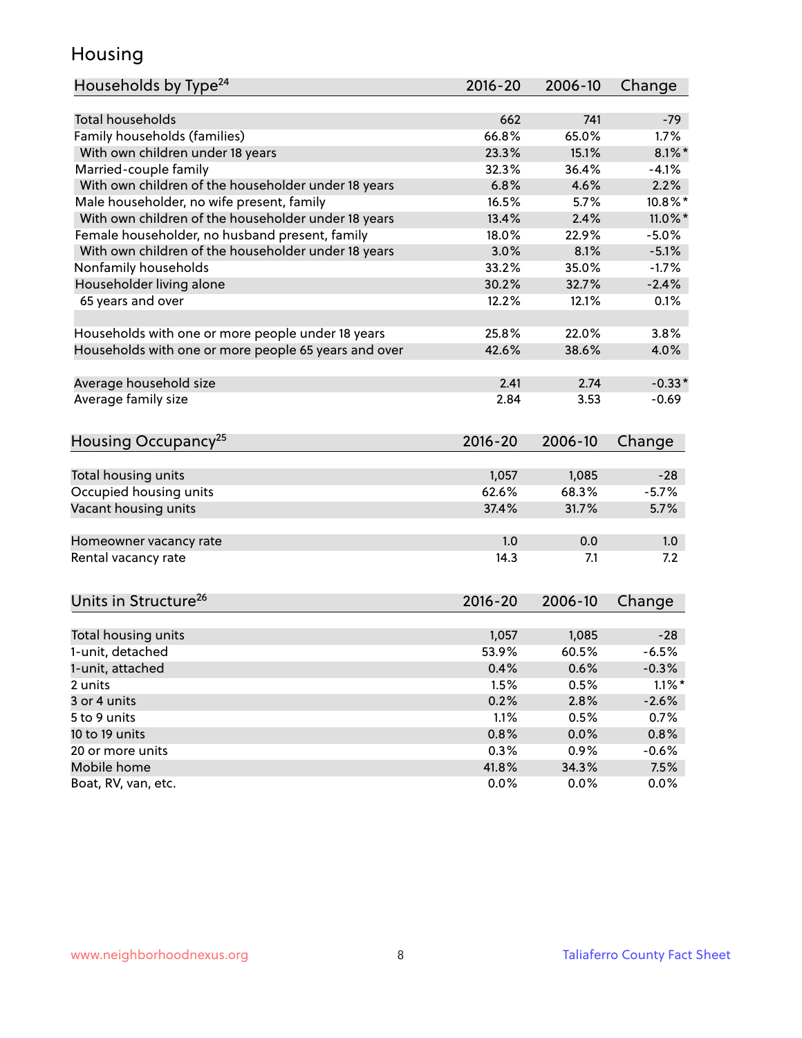# Housing

| Households by Type[24] | 2016-20 | 2006-10 | Change |
|---|---|---|---|
| Total households | 662 | 741 | -79 |
| Family households (families) | 66.8% | 65.0% | 1.7% |
| With own children under 18 years | 23.3% | 15.1% | 8.1%* |
| Married-couple family | 32.3% | 36.4% | -4.1% |
| With own children of the householder under 18 years | 6.8% | 4.6% | 2.2% |
| Male householder, no wife present, family | 16.5% | 5.7% | 10.8%* |
| With own children of the householder under 18 years | 13.4% | 2.4% | 11.0%* |
| Female householder, no husband present, family | 18.0% | 22.9% | -5.0% |
| With own children of the householder under 18 years | 3.0% | 8.1% | -5.1% |
| Nonfamily households | 33.2% | 35.0% | -1.7% |
| Householder living alone | 30.2% | 32.7% | -2.4% |
| 65 years and over | 12.2% | 12.1% | 0.1% |
| | | | |
| Households with one or more people under 18 years | 25.8% | 22.0% | 3.8% |
| Households with one or more people 65 years and over | 42.6% | 38.6% | 4.0% |
| | | | |
| Average household size | 2.41 | 2.74 | -0.33* |
| Average family size | 2.84 | 3.53 | -0.69 |

| Housing Occupancy[25] | 2016-20 | 2006-10 | Change |
|---|---|---|---|
| Total housing units | 1,057 | 1,085 | -28 |
| Occupied housing units | 62.6% | 68.3% | -5.7% |
| Vacant housing units | 37.4% | 31.7% | 5.7% |
| | | | |
| Homeowner vacancy rate | 1.0 | 0.0 | 1.0 |
| Rental vacancy rate | 14.3 | 7.1 | 7.2 |

| Units in Structure[26] | 2016-20 | 2006-10 | Change |
|---|---|---|---|
| Total housing units | 1,057 | 1,085 | -28 |
| 1-unit, detached | 53.9% | 60.5% | -6.5% |
| 1-unit, attached | 0.4% | 0.6% | -0.3% |
| 2 units | 1.5% | 0.5% | 1.1%* |
| 3 or 4 units | 0.2% | 2.8% | -2.6% |
| 5 to 9 units | 1.1% | 0.5% | 0.7% |
| 10 to 19 units | 0.8% | 0.0% | 0.8% |
| 20 or more units | 0.3% | 0.9% | -0.6% |
| Mobile home | 41.8% | 34.3% | 7.5% |
| Boat, RV, van, etc. | 0.0% | 0.0% | 0.0% |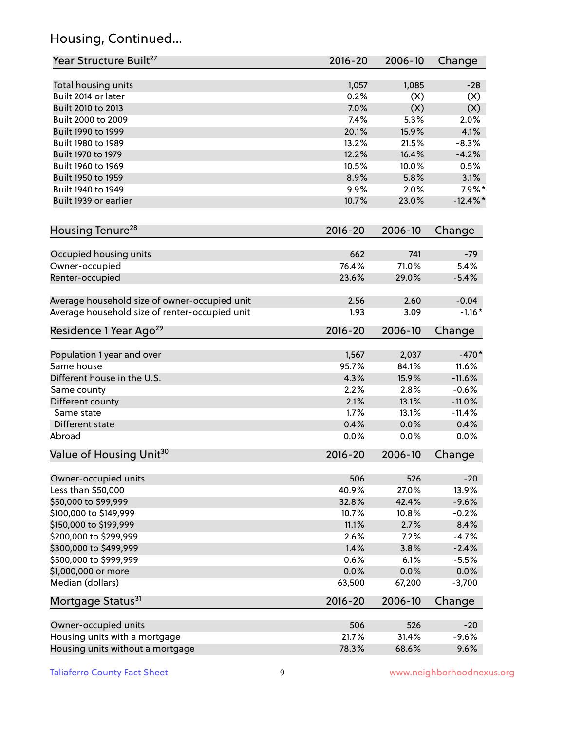## Housing, Continued...

| Year Structure Built[27] | 2016-20 | 2006-10 | Change |
|---|---|---|---|
| Total housing units | 1,057 | 1,085 | -28 |
| Built 2014 or later | 0.2% | (X) | (X) |
| Built 2010 to 2013 | 7.0% | (X) | (X) |
| Built 2000 to 2009 | 7.4% | 5.3% | 2.0% |
| Built 1990 to 1999 | 20.1% | 15.9% | 4.1% |
| Built 1980 to 1989 | 13.2% | 21.5% | -8.3% |
| Built 1970 to 1979 | 12.2% | 16.4% | -4.2% |
| Built 1960 to 1969 | 10.5% | 10.0% | 0.5% |
| Built 1950 to 1959 | 8.9% | 5.8% | 3.1% |
| Built 1940 to 1949 | 9.9% | 2.0% | 7.9%* |
| Built 1939 or earlier | 10.7% | 23.0% | -12.4%* |

| Housing Tenure[28] | 2016-20 | 2006-10 | Change |
|---|---|---|---|
| Occupied housing units | 662 | 741 | -79 |
| Owner-occupied | 76.4% | 71.0% | 5.4% |
| Renter-occupied | 23.6% | 29.0% | -5.4% |
| Average household size of owner-occupied unit | 2.56 | 2.60 | -0.04 |
| Average household size of renter-occupied unit | 1.93 | 3.09 | -1.16* |

| Residence 1 Year Ago[29] | 2016-20 | 2006-10 | Change |
|---|---|---|---|
| Population 1 year and over | 1,567 | 2,037 | -470* |
| Same house | 95.7% | 84.1% | 11.6% |
| Different house in the U.S. | 4.3% | 15.9% | -11.6% |
| Same county | 2.2% | 2.8% | -0.6% |
| Different county | 2.1% | 13.1% | -11.0% |
| Same state | 1.7% | 13.1% | -11.4% |
| Different state | 0.4% | 0.0% | 0.4% |
| Abroad | 0.0% | 0.0% | 0.0% |

| Value of Housing Unit[30] | 2016-20 | 2006-10 | Change |
|---|---|---|---|
| Owner-occupied units | 506 | 526 | -20 |
| Less than $50,000 | 40.9% | 27.0% | 13.9% |
| $50,000 to $99,999 | 32.8% | 42.4% | -9.6% |
| $100,000 to $149,999 | 10.7% | 10.8% | -0.2% |
| $150,000 to $199,999 | 11.1% | 2.7% | 8.4% |
| $200,000 to $299,999 | 2.6% | 7.2% | -4.7% |
| $300,000 to $499,999 | 1.4% | 3.8% | -2.4% |
| $500,000 to $999,999 | 0.6% | 6.1% | -5.5% |
| $1,000,000 or more | 0.0% | 0.0% | 0.0% |
| Median (dollars) | 63,500 | 67,200 | -3,700 |

| Mortgage Status[31] | 2016-20 | 2006-10 | Change |
|---|---|---|---|
| Owner-occupied units | 506 | 526 | -20 |
| Housing units with a mortgage | 21.7% | 31.4% | -9.6% |
| Housing units without a mortgage | 78.3% | 68.6% | 9.6% |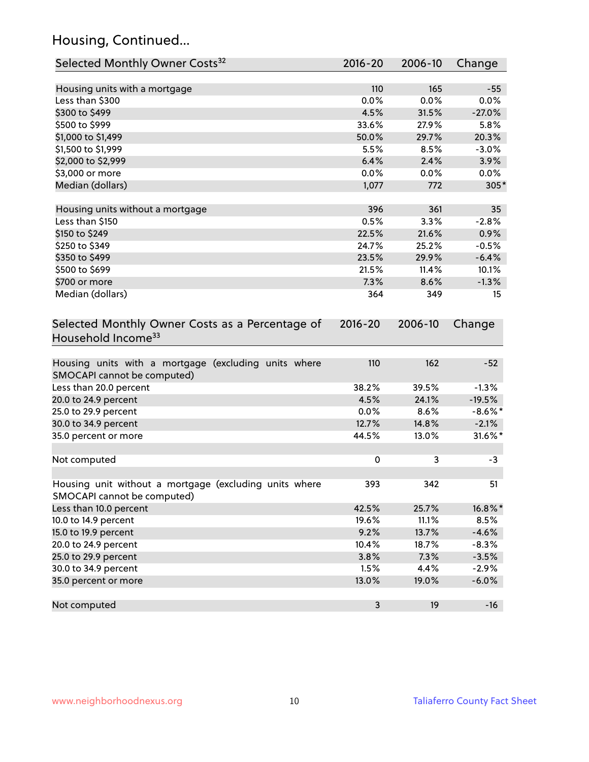## Housing, Continued...

| Selected Monthly Owner Costs[32] | 2016-20 | 2006-10 | Change |
|---|---|---|---|
| Housing units with a mortgage | 110 | 165 | -55 |
| Less than $300 | 0.0% | 0.0% | 0.0% |
| $300 to $499 | 4.5% | 31.5% | -27.0% |
| $500 to $999 | 33.6% | 27.9% | 5.8% |
| $1,000 to $1,499 | 50.0% | 29.7% | 20.3% |
| $1,500 to $1,999 | 5.5% | 8.5% | -3.0% |
| $2,000 to $2,999 | 6.4% | 2.4% | 3.9% |
| $3,000 or more | 0.0% | 0.0% | 0.0% |
| Median (dollars) | 1,077 | 772 | 305* |
| | | | |
| Housing units without a mortgage | 396 | 361 | 35 |
| Less than $150 | 0.5% | 3.3% | -2.8% |
| $150 to $249 | 22.5% | 21.6% | 0.9% |
| $250 to $349 | 24.7% | 25.2% | -0.5% |
| $350 to $499 | 23.5% | 29.9% | -6.4% |
| $500 to $699 | 21.5% | 11.4% | 10.1% |
| $700 or more | 7.3% | 8.6% | -1.3% |
| Median (dollars) | 364 | 349 | 15 |

| Selected Monthly Owner Costs as a Percentage of Household Income[33] | 2016-20 | 2006-10 | Change |
|---|---|---|---|
| Housing units with a mortgage (excluding units where SMOCAPI cannot be computed) | 110 | 162 | -52 |
| Less than 20.0 percent | 38.2% | 39.5% | -1.3% |
| 20.0 to 24.9 percent | 4.5% | 24.1% | -19.5% |
| 25.0 to 29.9 percent | 0.0% | 8.6% | -8.6%* |
| 30.0 to 34.9 percent | 12.7% | 14.8% | -2.1% |
| 35.0 percent or more | 44.5% | 13.0% | 31.6%* |
| | | | |
| Not computed | 0 | 3 | -3 |
| | | | |
| Housing unit without a mortgage (excluding units where SMOCAPI cannot be computed) | 393 | 342 | 51 |
| Less than 10.0 percent | 42.5% | 25.7% | 16.8%* |
| 10.0 to 14.9 percent | 19.6% | 11.1% | 8.5% |
| 15.0 to 19.9 percent | 9.2% | 13.7% | -4.6% |
| 20.0 to 24.9 percent | 10.4% | 18.7% | -8.3% |
| 25.0 to 29.9 percent | 3.8% | 7.3% | -3.5% |
| 30.0 to 34.9 percent | 1.5% | 4.4% | -2.9% |
| 35.0 percent or more | 13.0% | 19.0% | -6.0% |
| | | | |
| Not computed | 3 | 19 | -16 |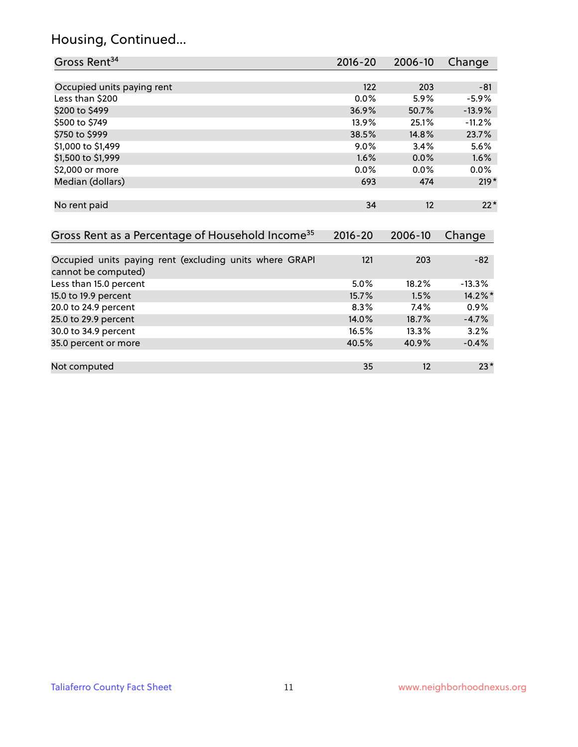## Housing, Continued...

| Gross Rent[34] | 2016-20 | 2006-10 | Change |
|---|---|---|---|
| Occupied units paying rent | 122 | 203 | -81 |
| Less than $200 | 0.0% | 5.9% | -5.9% |
| $200 to $499 | 36.9% | 50.7% | -13.9% |
| $500 to $749 | 13.9% | 25.1% | -11.2% |
| $750 to $999 | 38.5% | 14.8% | 23.7% |
| $1,000 to $1,499 | 9.0% | 3.4% | 5.6% |
| $1,500 to $1,999 | 1.6% | 0.0% | 1.6% |
| $2,000 or more | 0.0% | 0.0% | 0.0% |
| Median (dollars) | 693 | 474 | 219* |
| No rent paid | 34 | 12 | 22* |

| Gross Rent as a Percentage of Household Income[35] | 2016-20 | 2006-10 | Change |
|---|---|---|---|
| Occupied units paying rent (excluding units where GRAPI cannot be computed) | 121 | 203 | -82 |
| Less than 15.0 percent | 5.0% | 18.2% | -13.3% |
| 15.0 to 19.9 percent | 15.7% | 1.5% | 14.2%* |
| 20.0 to 24.9 percent | 8.3% | 7.4% | 0.9% |
| 25.0 to 29.9 percent | 14.0% | 18.7% | -4.7% |
| 30.0 to 34.9 percent | 16.5% | 13.3% | 3.2% |
| 35.0 percent or more | 40.5% | 40.9% | -0.4% |
| Not computed | 35 | 12 | 23* |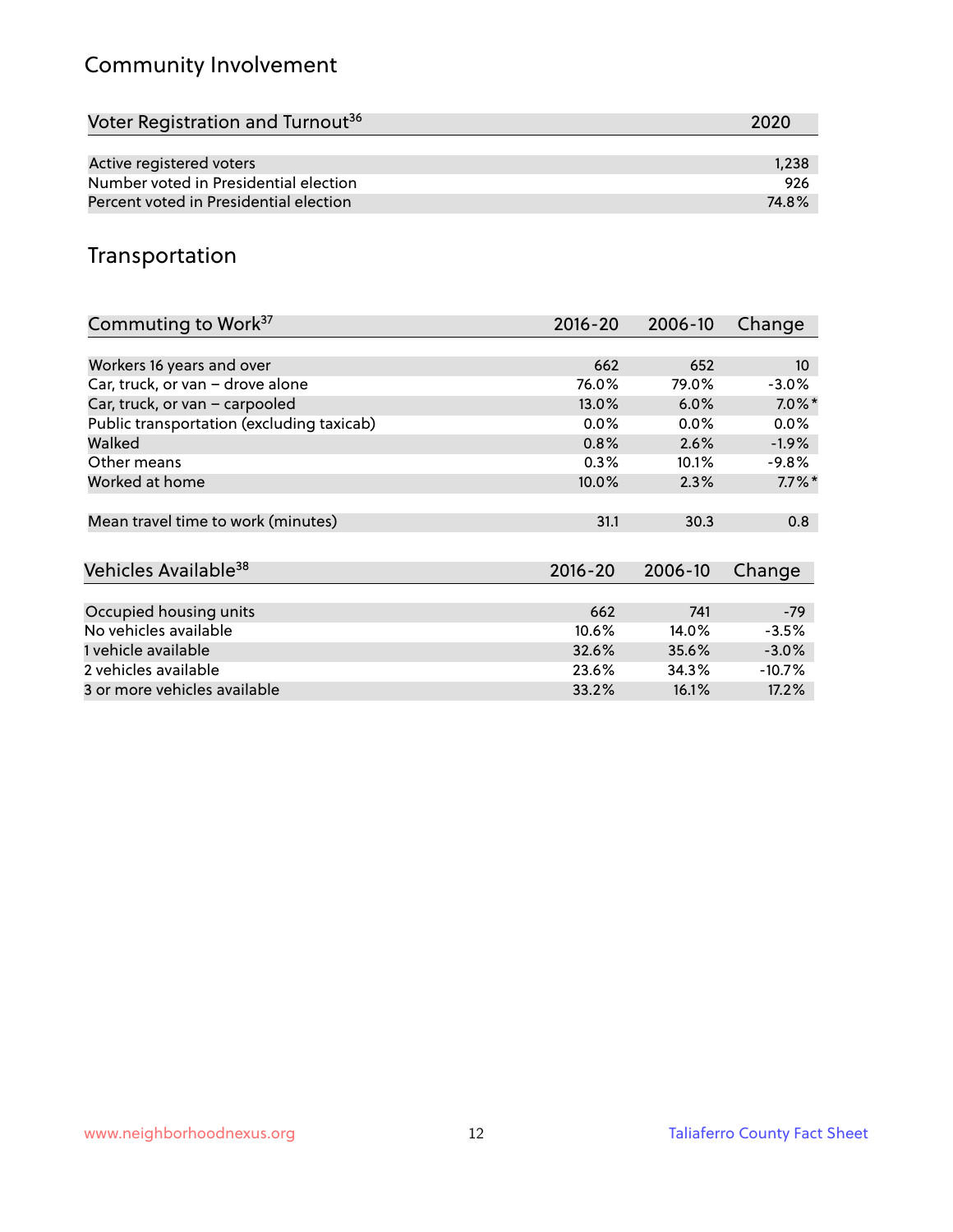## Community Involvement

| Voter Registration and Turnout[36] | 2020 |
|---|---|
| Active registered voters | 1,238 |
| Number voted in Presidential election | 926 |
| Percent voted in Presidential election | 74.8% |

## Transportation

| Commuting to Work[37] | 2016-20 | 2006-10 | Change |
|---|---|---|---|
| Workers 16 years and over | 662 | 652 | 10 |
| Car, truck, or van – drove alone | 76.0% | 79.0% | -3.0% |
| Car, truck, or van – carpooled | 13.0% | 6.0% | 7.0%* |
| Public transportation (excluding taxicab) | 0.0% | 0.0% | 0.0% |
| Walked | 0.8% | 2.6% | -1.9% |
| Other means | 0.3% | 10.1% | -9.8% |
| Worked at home | 10.0% | 2.3% | 7.7%* |
| Mean travel time to work (minutes) | 31.1 | 30.3 | 0.8 |

| Vehicles Available[38] | 2016-20 | 2006-10 | Change |
|---|---|---|---|
| Occupied housing units | 662 | 741 | -79 |
| No vehicles available | 10.6% | 14.0% | -3.5% |
| 1 vehicle available | 32.6% | 35.6% | -3.0% |
| 2 vehicles available | 23.6% | 34.3% | -10.7% |
| 3 or more vehicles available | 33.2% | 16.1% | 17.2% |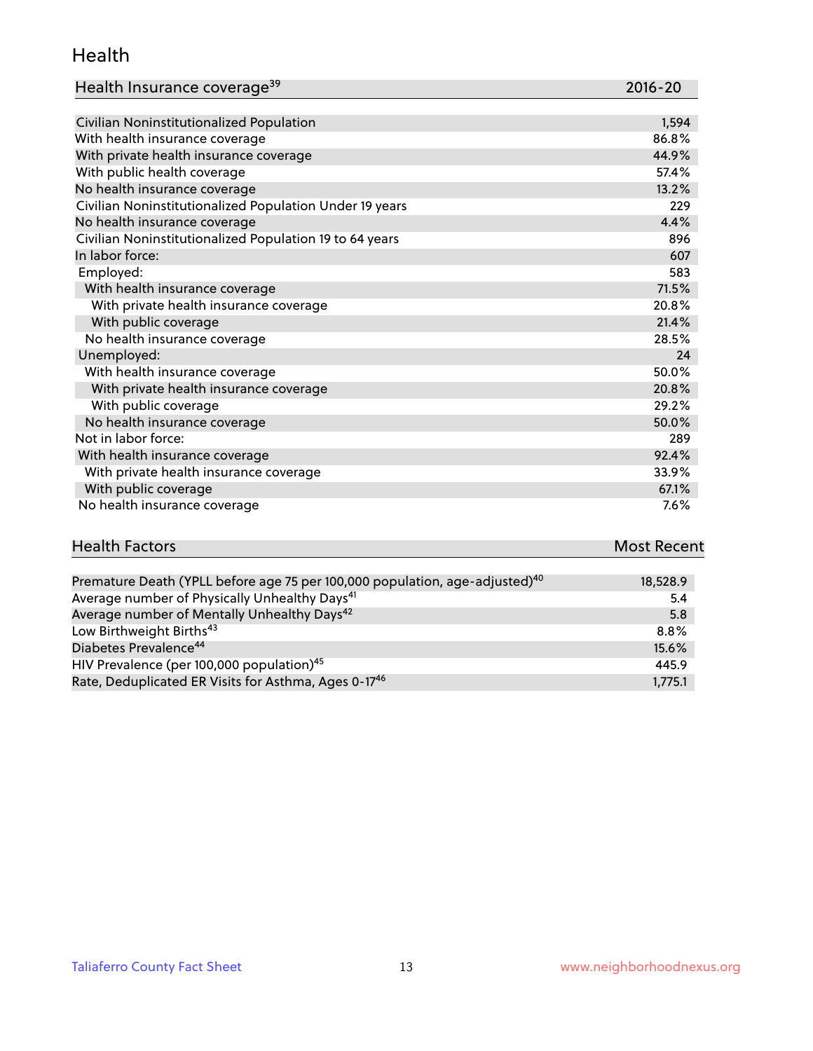## Health

| Health Insurance coverage[39] | 2016-20 |
| --- | --- |
| Civilian Noninstitutionalized Population | 1,594 |
| With health insurance coverage | 86.8% |
| With private health insurance coverage | 44.9% |
| With public health coverage | 57.4% |
| No health insurance coverage | 13.2% |
| Civilian Noninstitutionalized Population Under 19 years | 229 |
| No health insurance coverage | 4.4% |
| Civilian Noninstitutionalized Population 19 to 64 years | 896 |
| In labor force: | 607 |
| Employed: | 583 |
| With health insurance coverage | 71.5% |
| With private health insurance coverage | 20.8% |
| With public coverage | 21.4% |
| No health insurance coverage | 28.5% |
| Unemployed: | 24 |
| With health insurance coverage | 50.0% |
| With private health insurance coverage | 20.8% |
| With public coverage | 29.2% |
| No health insurance coverage | 50.0% |
| Not in labor force: | 289 |
| With health insurance coverage | 92.4% |
| With private health insurance coverage | 33.9% |
| With public coverage | 67.1% |
| No health insurance coverage | 7.6% |

| Health Factors | Most Recent |
| --- | --- |
| Premature Death (YPLL before age 75 per 100,000 population, age-adjusted)[40] | 18,528.9 |
| Average number of Physically Unhealthy Days[41] | 5.4 |
| Average number of Mentally Unhealthy Days[42] | 5.8 |
| Low Birthweight Births[43] | 8.8% |
| Diabetes Prevalence[44] | 15.6% |
| HIV Prevalence (per 100,000 population)[45] | 445.9 |
| Rate, Deduplicated ER Visits for Asthma, Ages 0-17[46] | 1,775.1 |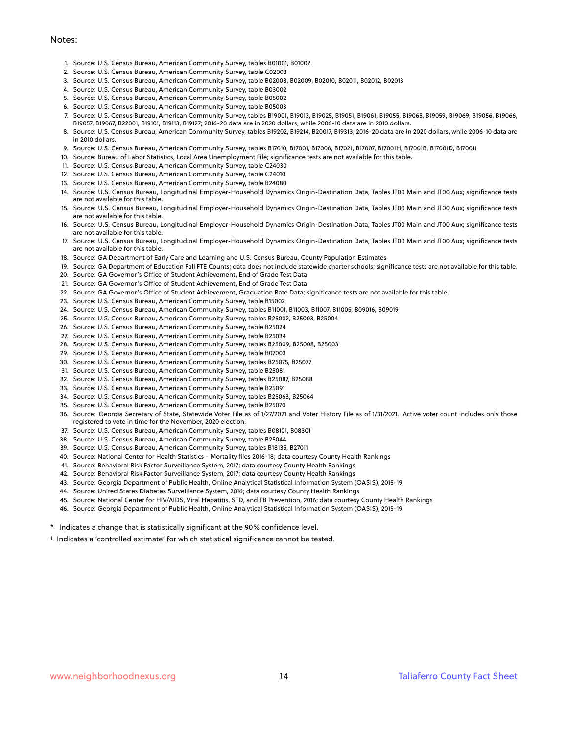Notes:

1. Source: U.S. Census Bureau, American Community Survey, tables B01001, B01002
2. Source: U.S. Census Bureau, American Community Survey, table C02003
3. Source: U.S. Census Bureau, American Community Survey, table B02008, B02009, B02010, B02011, B02012, B02013
4. Source: U.S. Census Bureau, American Community Survey, table B03002
5. Source: U.S. Census Bureau, American Community Survey, table B05002
6. Source: U.S. Census Bureau, American Community Survey, table B05003
7. Source: U.S. Census Bureau, American Community Survey, tables B19001, B19013, B19025, B19051, B19061, B19055, B19065, B19059, B19069, B19056, B19066, B19057, B19067, B22001, B19101, B19113, B19127; 2016-20 data are in 2020 dollars, while 2006-10 data are in 2010 dollars.
8. Source: U.S. Census Bureau, American Community Survey, tables B19202, B19214, B20017, B19313; 2016-20 data are in 2020 dollars, while 2006-10 data are in 2010 dollars.
9. Source: U.S. Census Bureau, American Community Survey, tables B17010, B17001, B17006, B17021, B17007, B17001H, B17001B, B17001D, B17001I
10. Source: Bureau of Labor Statistics, Local Area Unemployment File; significance tests are not available for this table.
11. Source: U.S. Census Bureau, American Community Survey, table C24030
12. Source: U.S. Census Bureau, American Community Survey, table C24010
13. Source: U.S. Census Bureau, American Community Survey, table B24080
14. Source: U.S. Census Bureau, Longitudinal Employer-Household Dynamics Origin-Destination Data, Tables JT00 Main and JT00 Aux; significance tests are not available for this table.
15. Source: U.S. Census Bureau, Longitudinal Employer-Household Dynamics Origin-Destination Data, Tables JT00 Main and JT00 Aux; significance tests are not available for this table.
16. Source: U.S. Census Bureau, Longitudinal Employer-Household Dynamics Origin-Destination Data, Tables JT00 Main and JT00 Aux; significance tests are not available for this table.
17. Source: U.S. Census Bureau, Longitudinal Employer-Household Dynamics Origin-Destination Data, Tables JT00 Main and JT00 Aux; significance tests are not available for this table.
18. Source: GA Department of Early Care and Learning and U.S. Census Bureau, County Population Estimates
19. Source: GA Department of Education Fall FTE Counts; data does not include statewide charter schools; significance tests are not available for this table.
20. Source: GA Governor's Office of Student Achievement, End of Grade Test Data
21. Source: GA Governor's Office of Student Achievement, End of Grade Test Data
22. Source: GA Governor's Office of Student Achievement, Graduation Rate Data; significance tests are not available for this table.
23. Source: U.S. Census Bureau, American Community Survey, table B15002
24. Source: U.S. Census Bureau, American Community Survey, tables B11001, B11003, B11007, B11005, B09016, B09019
25. Source: U.S. Census Bureau, American Community Survey, tables B25002, B25003, B25004
26. Source: U.S. Census Bureau, American Community Survey, table B25024
27. Source: U.S. Census Bureau, American Community Survey, table B25034
28. Source: U.S. Census Bureau, American Community Survey, tables B25009, B25008, B25003
29. Source: U.S. Census Bureau, American Community Survey, table B07003
30. Source: U.S. Census Bureau, American Community Survey, tables B25075, B25077
31. Source: U.S. Census Bureau, American Community Survey, table B25081
32. Source: U.S. Census Bureau, American Community Survey, tables B25087, B25088
33. Source: U.S. Census Bureau, American Community Survey, table B25091
34. Source: U.S. Census Bureau, American Community Survey, tables B25063, B25064
35. Source: U.S. Census Bureau, American Community Survey, table B25070
36. Source: Georgia Secretary of State, Statewide Voter File as of 1/27/2021 and Voter History File as of 1/31/2021. Active voter count includes only those registered to vote in time for the November, 2020 election.
37. Source: U.S. Census Bureau, American Community Survey, tables B08101, B08301
38. Source: U.S. Census Bureau, American Community Survey, table B25044
39. Source: U.S. Census Bureau, American Community Survey, tables B18135, B27011
40. Source: National Center for Health Statistics - Mortality files 2016-18; data courtesy County Health Rankings
41. Source: Behavioral Risk Factor Surveillance System, 2017; data courtesy County Health Rankings
42. Source: Behavioral Risk Factor Surveillance System, 2017; data courtesy County Health Rankings
43. Source: Georgia Department of Public Health, Online Analytical Statistical Information System (OASIS), 2015-19
44. Source: United States Diabetes Surveillance System, 2016; data courtesy County Health Rankings
45. Source: National Center for HIV/AIDS, Viral Hepatitis, STD, and TB Prevention, 2016; data courtesy County Health Rankings
46. Source: Georgia Department of Public Health, Online Analytical Statistical Information System (OASIS), 2015-19

\* Indicates a change that is statistically significant at the 90% confidence level.

† Indicates a 'controlled estimate' for which statistical significance cannot be tested.